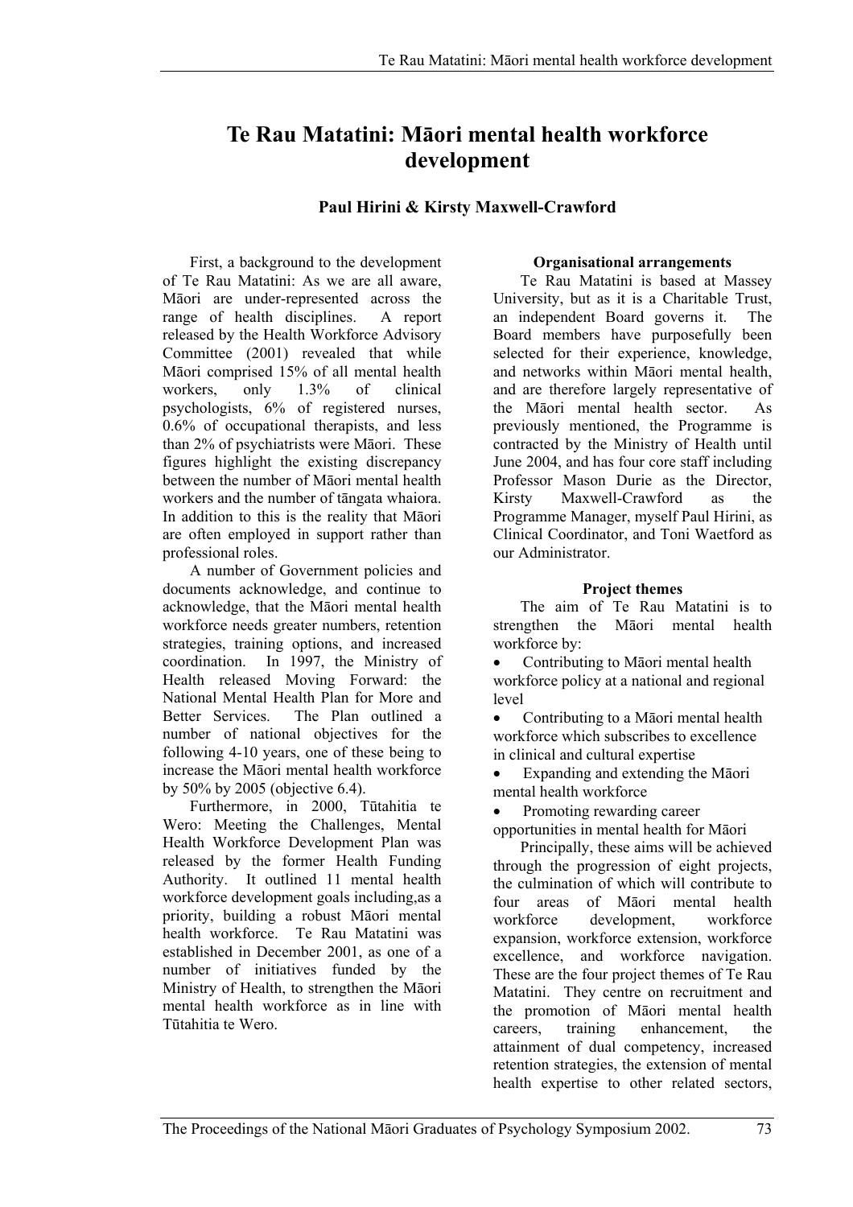# Te Rau Matatini: Māori mental health workforce development

**Paul Hirini & Kirsty Maxwell-Crawford**

First, a background to the development of Te Rau Matatini: As we are all aware, Māori are under-represented across the range of health disciplines. A report released by the Health Workforce Advisory Committee (2001) revealed that while Māori comprised 15% of all mental health workers, only 1.3% of clinical psychologists, 6% of registered nurses, 0.6% of occupational therapists, and less than 2% of psychiatrists were Māori. These figures highlight the existing discrepancy between the number of Māori mental health workers and the number of tāngata whaiora. In addition to this is the reality that Māori are often employed in support rather than professional roles.

A number of Government policies and documents acknowledge, and continue to acknowledge, that the Māori mental health workforce needs greater numbers, retention strategies, training options, and increased coordination. In 1997, the Ministry of Health released Moving Forward: the National Mental Health Plan for More and Better Services. The Plan outlined a number of national objectives for the following 4-10 years, one of these being to increase the Māori mental health workforce by 50% by 2005 (objective 6.4).

Furthermore, in 2000, Tūtahitia te Wero: Meeting the Challenges, Mental Health Workforce Development Plan was released by the former Health Funding Authority. It outlined 11 mental health workforce development goals including,as a priority, building a robust Māori mental health workforce. Te Rau Matatini was established in December 2001, as one of a number of initiatives funded by the Ministry of Health, to strengthen the Māori mental health workforce as in line with Tūtahitia te Wero.

**Organisational arrangements**

Te Rau Matatini is based at Massey University, but as it is a Charitable Trust, an independent Board governs it. The Board members have purposefully been selected for their experience, knowledge, and networks within Māori mental health, and are therefore largely representative of the Māori mental health sector. As previously mentioned, the Programme is contracted by the Ministry of Health until June 2004, and has four core staff including Professor Mason Durie as the Director, Kirsty Maxwell-Crawford as the Programme Manager, myself Paul Hirini, as Clinical Coordinator, and Toni Waetford as our Administrator.

**Project themes**

The aim of Te Rau Matatini is to strengthen the Māori mental health workforce by:

- Contributing to Māori mental health workforce policy at a national and regional level
- Contributing to a Māori mental health workforce which subscribes to excellence in clinical and cultural expertise
- Expanding and extending the Māori mental health workforce
- Promoting rewarding career opportunities in mental health for Māori

Principally, these aims will be achieved through the progression of eight projects, the culmination of which will contribute to four areas of Māori mental health workforce development, workforce expansion, workforce extension, workforce excellence, and workforce navigation. These are the four project themes of Te Rau Matatini. They centre on recruitment and the promotion of Māori mental health careers, training enhancement, the attainment of dual competency, increased retention strategies, the extension of mental health expertise to other related sectors,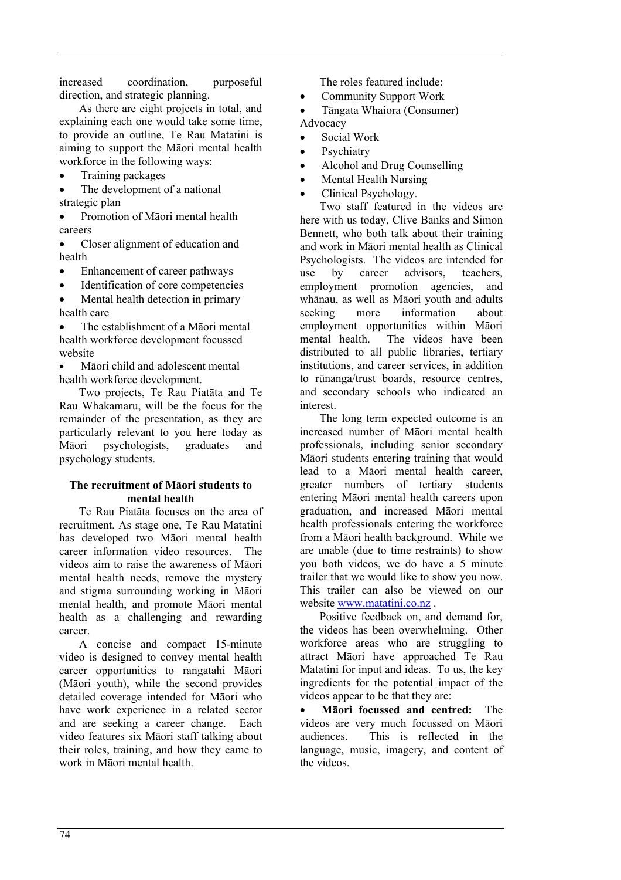increased coordination, purposeful direction, and strategic planning.

As there are eight projects in total, and explaining each one would take some time, to provide an outline, Te Rau Matatini is aiming to support the Māori mental health workforce in the following ways:

- Training packages
- The development of a national strategic plan
- Promotion of Māori mental health careers
- Closer alignment of education and health
- Enhancement of career pathways
- Identification of core competencies
- Mental health detection in primary health care
- The establishment of a Māori mental health workforce development focussed website
- Māori child and adolescent mental health workforce development.

Two projects, Te Rau Piatāta and Te Rau Whakamaru, will be the focus for the remainder of the presentation, as they are particularly relevant to you here today as Māori psychologists, graduates and psychology students.

### The recruitment of Māori students to mental health

Te Rau Piatāta focuses on the area of recruitment. As stage one, Te Rau Matatini has developed two Māori mental health career information video resources. The videos aim to raise the awareness of Māori mental health needs, remove the mystery and stigma surrounding working in Māori mental health, and promote Māori mental health as a challenging and rewarding career.

A concise and compact 15-minute video is designed to convey mental health career opportunities to rangatahi Māori (Māori youth), while the second provides detailed coverage intended for Māori who have work experience in a related sector and are seeking a career change. Each video features six Māori staff talking about their roles, training, and how they came to work in Māori mental health.

The roles featured include:

- Community Support Work
- Tāngata Whaiora (Consumer) Advocacy
- Social Work
- Psychiatry
- Alcohol and Drug Counselling
- Mental Health Nursing
- Clinical Psychology.

Two staff featured in the videos are here with us today, Clive Banks and Simon Bennett, who both talk about their training and work in Māori mental health as Clinical Psychologists. The videos are intended for use by career advisors, teachers, employment promotion agencies, and whānau, as well as Māori youth and adults seeking more information about employment opportunities within Māori mental health. The videos have been distributed to all public libraries, tertiary institutions, and career services, in addition to rūnanga/trust boards, resource centres, and secondary schools who indicated an interest.

The long term expected outcome is an increased number of Māori mental health professionals, including senior secondary Māori students entering training that would lead to a Māori mental health career, greater numbers of tertiary students entering Māori mental health careers upon graduation, and increased Māori mental health professionals entering the workforce from a Māori health background. While we are unable (due to time restraints) to show you both videos, we do have a 5 minute trailer that we would like to show you now. This trailer can also be viewed on our website www.matatini.co.nz .

Positive feedback on, and demand for, the videos has been overwhelming. Other workforce areas who are struggling to attract Māori have approached Te Rau Matatini for input and ideas. To us, the key ingredients for the potential impact of the videos appear to be that they are:

- **Māori focussed and centred:** The videos are very much focussed on Māori audiences. This is reflected in the language, music, imagery, and content of the videos.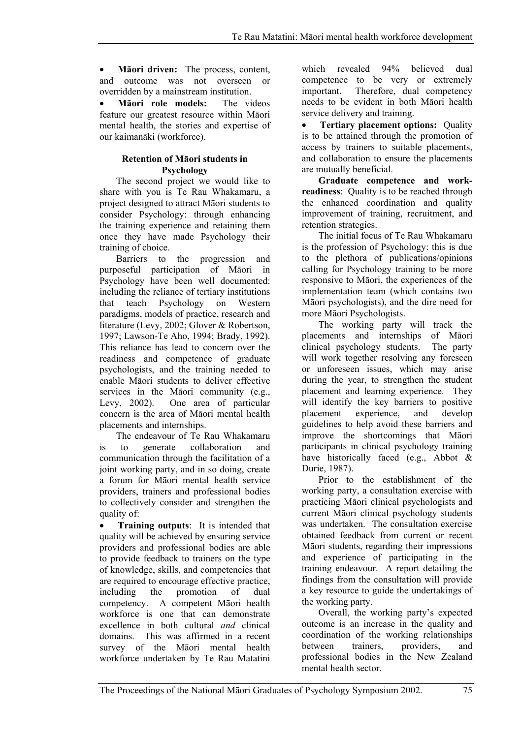- **Māori driven:** The process, content, and outcome was not overseen or overridden by a mainstream institution.
- **Māori role models:** The videos feature our greatest resource within Māori mental health, the stories and expertise of our kaimanāki (workforce).

### Retention of Māori students in Psychology

The second project we would like to share with you is Te Rau Whakamaru, a project designed to attract Māori students to consider Psychology: through enhancing the training experience and retaining them once they have made Psychology their training of choice.

Barriers to the progression and purposeful participation of Māori in Psychology have been well documented: including the reliance of tertiary institutions that teach Psychology on Western paradigms, models of practice, research and literature (Levy, 2002; Glover & Robertson, 1997; Lawson-Te Aho, 1994; Brady, 1992). This reliance has lead to concern over the readiness and competence of graduate psychologists, and the training needed to enable Māori students to deliver effective services in the Māori community (e.g., Levy, 2002). One area of particular concern is the area of Māori mental health placements and internships.

The endeavour of Te Rau Whakamaru is to generate collaboration and communication through the facilitation of a joint working party, and in so doing, create a forum for Māori mental health service providers, trainers and professional bodies to collectively consider and strengthen the quality of:

- **Training outputs**: It is intended that quality will be achieved by ensuring service providers and professional bodies are able to provide feedback to trainers on the type of knowledge, skills, and competencies that are required to encourage effective practice, including the promotion of dual competency. A competent Māori health workforce is one that can demonstrate excellence in both cultural *and* clinical domains. This was affirmed in a recent survey of the Māori mental health workforce undertaken by Te Rau Matatini which revealed 94% believed dual competence to be very or extremely important. Therefore, dual competency needs to be evident in both Māori health service delivery and training.
- **Tertiary placement options:** Quality is to be attained through the promotion of access by trainers to suitable placements, and collaboration to ensure the placements are mutually beneficial.

**Graduate competence and work-readiness**: Quality is to be reached through the enhanced coordination and quality improvement of training, recruitment, and retention strategies.

The initial focus of Te Rau Whakamaru is the profession of Psychology: this is due to the plethora of publications/opinions calling for Psychology training to be more responsive to Māori, the experiences of the implementation team (which contains two Māori psychologists), and the dire need for more Māori Psychologists.

The working party will track the placements and internships of Māori clinical psychology students. The party will work together resolving any foreseen or unforeseen issues, which may arise during the year, to strengthen the student placement and learning experience. They will identify the key barriers to positive placement experience, and develop guidelines to help avoid these barriers and improve the shortcomings that Māori participants in clinical psychology training have historically faced (e.g., Abbot & Durie, 1987).

Prior to the establishment of the working party, a consultation exercise with practicing Māori clinical psychologists and current Māori clinical psychology students was undertaken. The consultation exercise obtained feedback from current or recent Māori students, regarding their impressions and experience of participating in the training endeavour. A report detailing the findings from the consultation will provide a key resource to guide the undertakings of the working party.

Overall, the working party's expected outcome is an increase in the quality and coordination of the working relationships between trainers, providers, and professional bodies in the New Zealand mental health sector.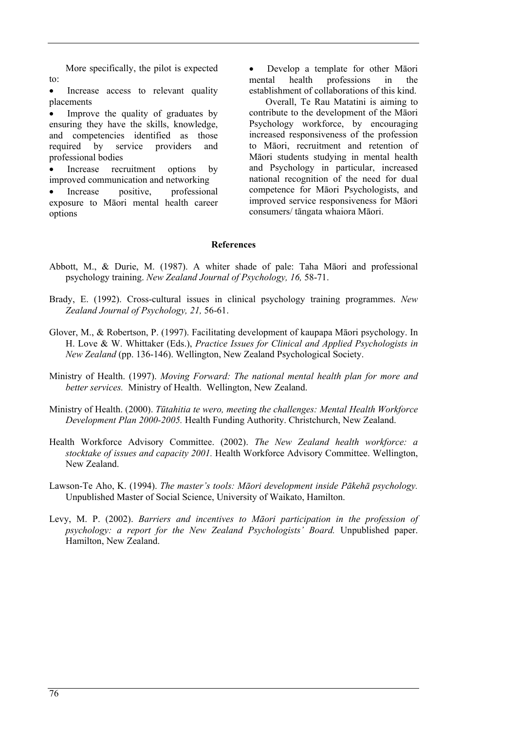More specifically, the pilot is expected to:

- Increase access to relevant quality placements
- Improve the quality of graduates by ensuring they have the skills, knowledge, and competencies identified as those required by service providers and professional bodies
- Increase recruitment options by improved communication and networking
- Increase positive, professional exposure to Māori mental health career options
- Develop a template for other Māori mental health professions in the establishment of collaborations of this kind.

Overall, Te Rau Matatini is aiming to contribute to the development of the Māori Psychology workforce, by encouraging increased responsiveness of the profession to Māori, recruitment and retention of Māori students studying in mental health and Psychology in particular, increased national recognition of the need for dual competence for Māori Psychologists, and improved service responsiveness for Māori consumers/ tāngata whaiora Māori.

## References

Abbott, M., & Durie, M. (1987). A whiter shade of pale: Taha Māori and professional psychology training. *New Zealand Journal of Psychology, 16,* 58-71.

Brady, E. (1992). Cross-cultural issues in clinical psychology training programmes. *New Zealand Journal of Psychology, 21,* 56-61.

Glover, M., & Robertson, P. (1997). Facilitating development of kaupapa Māori psychology. In H. Love & W. Whittaker (Eds.), *Practice Issues for Clinical and Applied Psychologists in New Zealand* (pp. 136-146). Wellington, New Zealand Psychological Society.

Ministry of Health. (1997). *Moving Forward: The national mental health plan for more and better services.* Ministry of Health. Wellington, New Zealand.

Ministry of Health. (2000). *Tūtahitia te wero, meeting the challenges: Mental Health Workforce Development Plan 2000-2005.* Health Funding Authority. Christchurch, New Zealand.

Health Workforce Advisory Committee. (2002). *The New Zealand health workforce: a stocktake of issues and capacity 2001.* Health Workforce Advisory Committee. Wellington, New Zealand.

Lawson-Te Aho, K. (1994). *The master's tools: Māori development inside Pākehā psychology.* Unpublished Master of Social Science, University of Waikato, Hamilton.

Levy, M. P. (2002). *Barriers and incentives to Māori participation in the profession of psychology: a report for the New Zealand Psychologists' Board.* Unpublished paper. Hamilton, New Zealand.